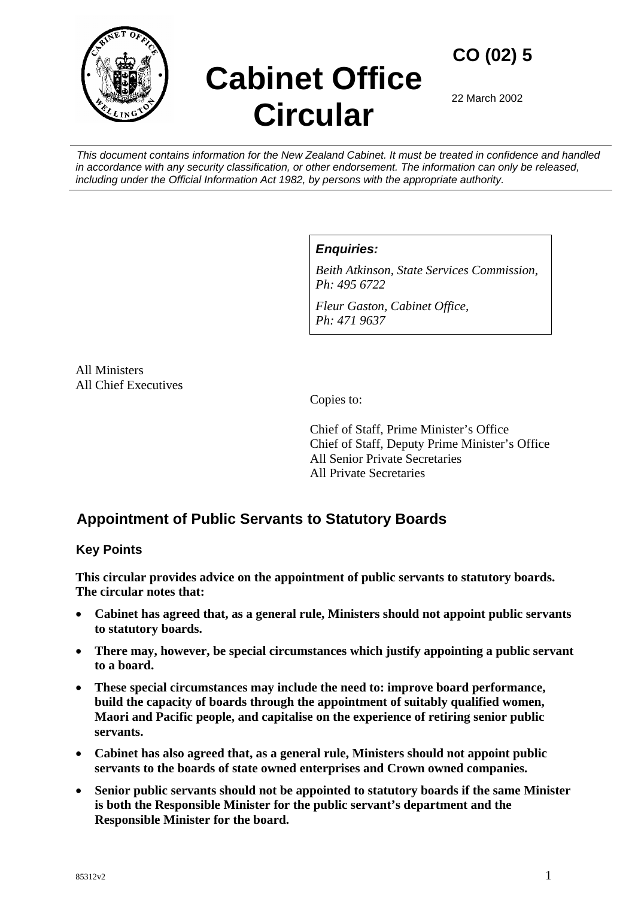# Cabinet Office Circular

**CO (02) 5**

22 March 2002

*This document contains information for the New Zealand Cabinet. It must be treated in confidence and handled in accordance with any security classification, or other endorsement. The information can only be released, including under the Official Information Act 1982, by persons with the appropriate authority.*

***Enquiries:***

*Beith Atkinson, State Services Commission, Ph: 495 6722*

*Fleur Gaston, Cabinet Office, Ph: 471 9637*

All Ministers
All Chief Executives

Copies to:

Chief of Staff, Prime Minister's Office
Chief of Staff, Deputy Prime Minister's Office
All Senior Private Secretaries
All Private Secretaries

## Appointment of Public Servants to Statutory Boards

### Key Points

**This circular provides advice on the appointment of public servants to statutory boards. The circular notes that:**

- **Cabinet has agreed that, as a general rule, Ministers should not appoint public servants to statutory boards.**
- **There may, however, be special circumstances which justify appointing a public servant to a board.**
- **These special circumstances may include the need to: improve board performance, build the capacity of boards through the appointment of suitably qualified women, Maori and Pacific people, and capitalise on the experience of retiring senior public servants.**
- **Cabinet has also agreed that, as a general rule, Ministers should not appoint public servants to the boards of state owned enterprises and Crown owned companies.**
- **Senior public servants should not be appointed to statutory boards if the same Minister is both the Responsible Minister for the public servant's department and the Responsible Minister for the board.**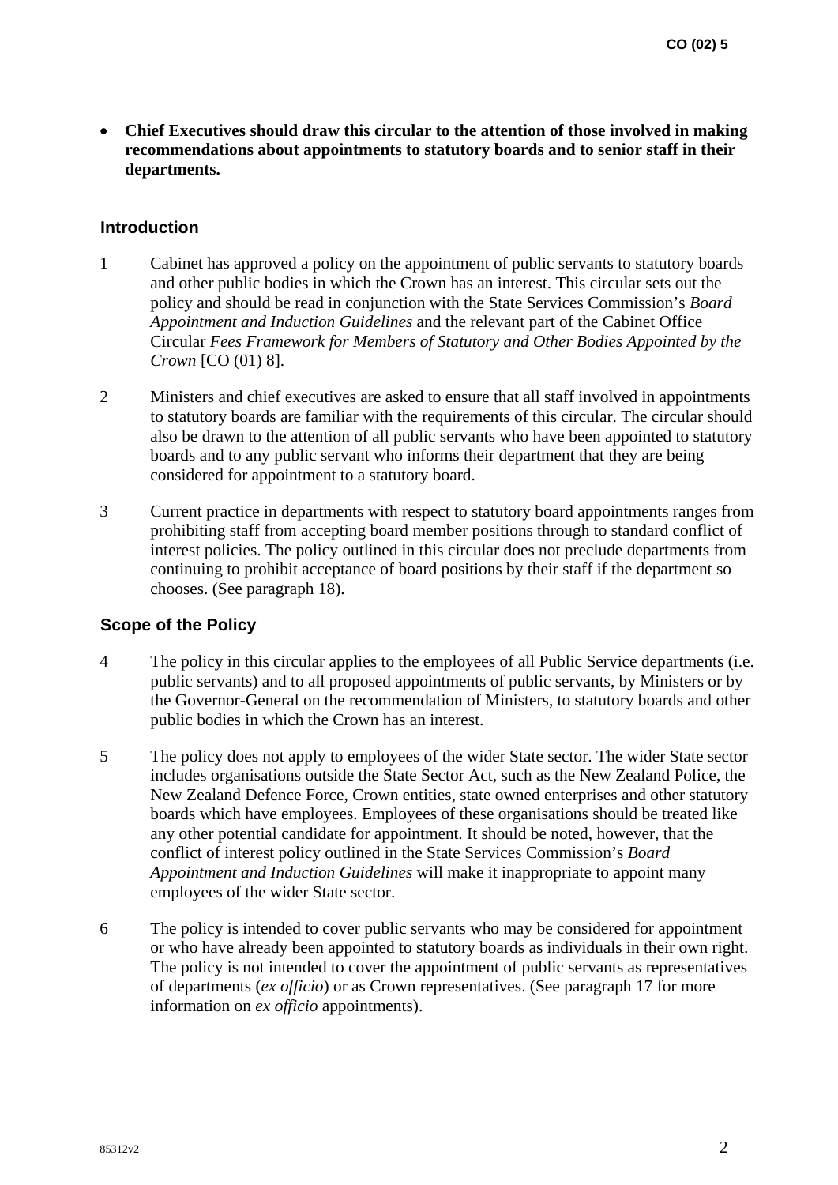- **Chief Executives should draw this circular to the attention of those involved in making recommendations about appointments to statutory boards and to senior staff in their departments.**

## Introduction

1 Cabinet has approved a policy on the appointment of public servants to statutory boards and other public bodies in which the Crown has an interest. This circular sets out the policy and should be read in conjunction with the State Services Commission's *Board Appointment and Induction Guidelines* and the relevant part of the Cabinet Office Circular *Fees Framework for Members of Statutory and Other Bodies Appointed by the Crown* [CO (01) 8].

2 Ministers and chief executives are asked to ensure that all staff involved in appointments to statutory boards are familiar with the requirements of this circular. The circular should also be drawn to the attention of all public servants who have been appointed to statutory boards and to any public servant who informs their department that they are being considered for appointment to a statutory board.

3 Current practice in departments with respect to statutory board appointments ranges from prohibiting staff from accepting board member positions through to standard conflict of interest policies. The policy outlined in this circular does not preclude departments from continuing to prohibit acceptance of board positions by their staff if the department so chooses. (See paragraph 18).

## Scope of the Policy

4 The policy in this circular applies to the employees of all Public Service departments (i.e. public servants) and to all proposed appointments of public servants, by Ministers or by the Governor-General on the recommendation of Ministers, to statutory boards and other public bodies in which the Crown has an interest.

5 The policy does not apply to employees of the wider State sector. The wider State sector includes organisations outside the State Sector Act, such as the New Zealand Police, the New Zealand Defence Force, Crown entities, state owned enterprises and other statutory boards which have employees. Employees of these organisations should be treated like any other potential candidate for appointment. It should be noted, however, that the conflict of interest policy outlined in the State Services Commission's *Board Appointment and Induction Guidelines* will make it inappropriate to appoint many employees of the wider State sector.

6 The policy is intended to cover public servants who may be considered for appointment or who have already been appointed to statutory boards as individuals in their own right. The policy is not intended to cover the appointment of public servants as representatives of departments (*ex officio*) or as Crown representatives. (See paragraph 17 for more information on *ex officio* appointments).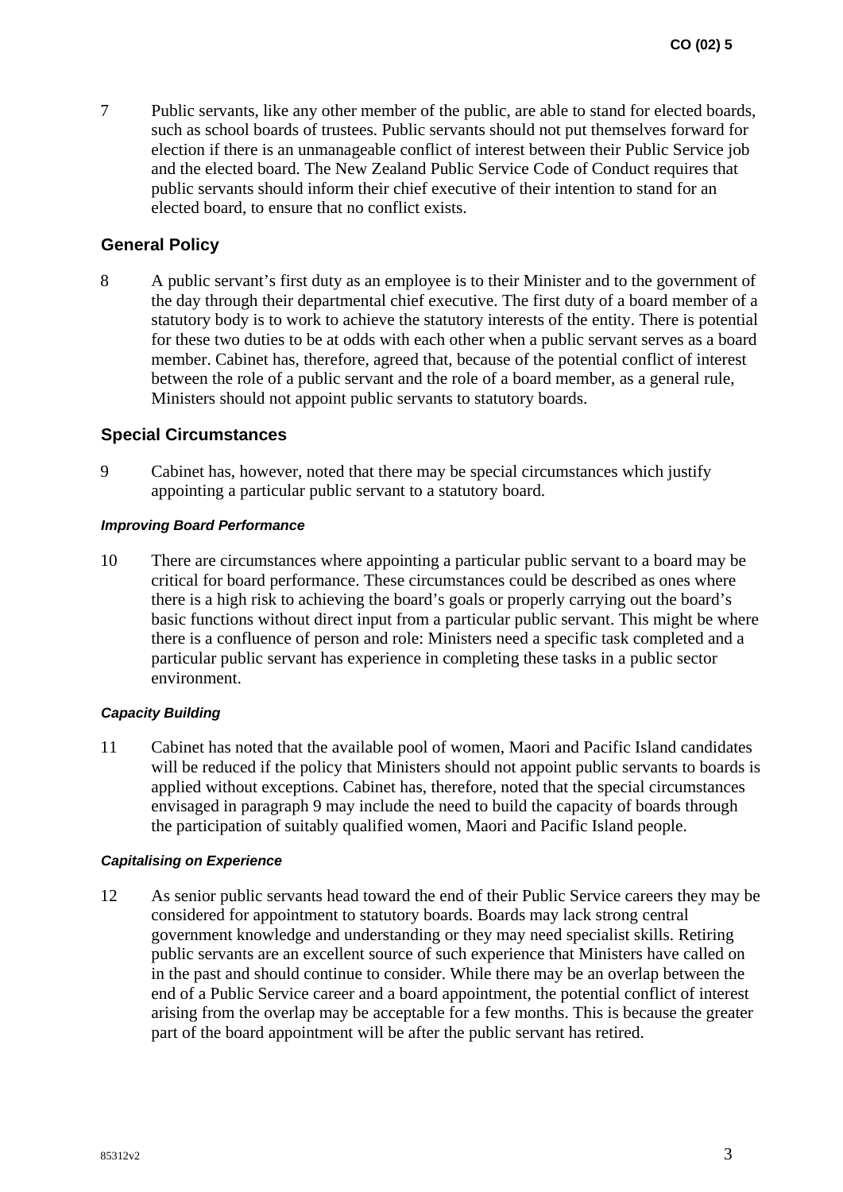7 Public servants, like any other member of the public, are able to stand for elected boards, such as school boards of trustees. Public servants should not put themselves forward for election if there is an unmanageable conflict of interest between their Public Service job and the elected board. The New Zealand Public Service Code of Conduct requires that public servants should inform their chief executive of their intention to stand for an elected board, to ensure that no conflict exists.

## General Policy

8 A public servant's first duty as an employee is to their Minister and to the government of the day through their departmental chief executive. The first duty of a board member of a statutory body is to work to achieve the statutory interests of the entity. There is potential for these two duties to be at odds with each other when a public servant serves as a board member. Cabinet has, therefore, agreed that, because of the potential conflict of interest between the role of a public servant and the role of a board member, as a general rule, Ministers should not appoint public servants to statutory boards.

## Special Circumstances

9 Cabinet has, however, noted that there may be special circumstances which justify appointing a particular public servant to a statutory board.

### *Improving Board Performance*

10 There are circumstances where appointing a particular public servant to a board may be critical for board performance. These circumstances could be described as ones where there is a high risk to achieving the board's goals or properly carrying out the board's basic functions without direct input from a particular public servant. This might be where there is a confluence of person and role: Ministers need a specific task completed and a particular public servant has experience in completing these tasks in a public sector environment.

### *Capacity Building*

11 Cabinet has noted that the available pool of women, Maori and Pacific Island candidates will be reduced if the policy that Ministers should not appoint public servants to boards is applied without exceptions. Cabinet has, therefore, noted that the special circumstances envisaged in paragraph 9 may include the need to build the capacity of boards through the participation of suitably qualified women, Maori and Pacific Island people.

### *Capitalising on Experience*

12 As senior public servants head toward the end of their Public Service careers they may be considered for appointment to statutory boards. Boards may lack strong central government knowledge and understanding or they may need specialist skills. Retiring public servants are an excellent source of such experience that Ministers have called on in the past and should continue to consider. While there may be an overlap between the end of a Public Service career and a board appointment, the potential conflict of interest arising from the overlap may be acceptable for a few months. This is because the greater part of the board appointment will be after the public servant has retired.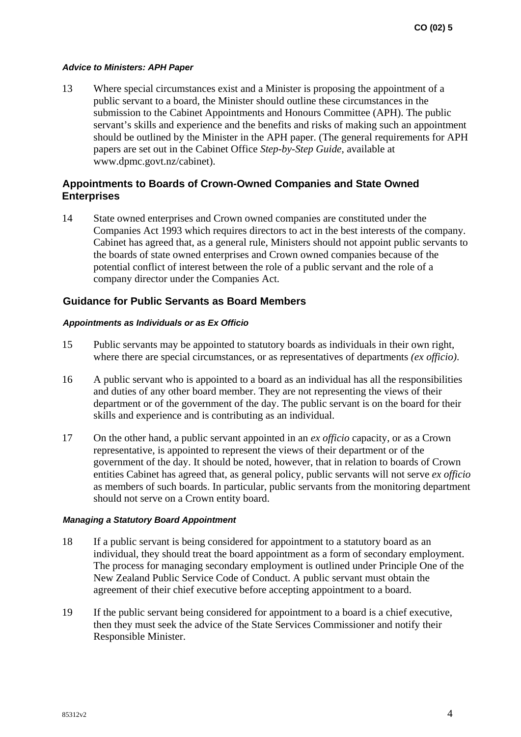#### *Advice to Ministers: APH Paper*

13 Where special circumstances exist and a Minister is proposing the appointment of a public servant to a board, the Minister should outline these circumstances in the submission to the Cabinet Appointments and Honours Committee (APH). The public servant's skills and experience and the benefits and risks of making such an appointment should be outlined by the Minister in the APH paper. (The general requirements for APH papers are set out in the Cabinet Office *Step-by-Step Guide*, available at www.dpmc.govt.nz/cabinet).

### Appointments to Boards of Crown-Owned Companies and State Owned Enterprises

14 State owned enterprises and Crown owned companies are constituted under the Companies Act 1993 which requires directors to act in the best interests of the company. Cabinet has agreed that, as a general rule, Ministers should not appoint public servants to the boards of state owned enterprises and Crown owned companies because of the potential conflict of interest between the role of a public servant and the role of a company director under the Companies Act.

### Guidance for Public Servants as Board Members

#### *Appointments as Individuals or as Ex Officio*

15 Public servants may be appointed to statutory boards as individuals in their own right, where there are special circumstances, or as representatives of departments *(ex officio)*.

16 A public servant who is appointed to a board as an individual has all the responsibilities and duties of any other board member. They are not representing the views of their department or of the government of the day. The public servant is on the board for their skills and experience and is contributing as an individual.

17 On the other hand, a public servant appointed in an *ex officio* capacity, or as a Crown representative, is appointed to represent the views of their department or of the government of the day. It should be noted, however, that in relation to boards of Crown entities Cabinet has agreed that, as general policy, public servants will not serve *ex officio* as members of such boards. In particular, public servants from the monitoring department should not serve on a Crown entity board.

#### *Managing a Statutory Board Appointment*

18 If a public servant is being considered for appointment to a statutory board as an individual, they should treat the board appointment as a form of secondary employment. The process for managing secondary employment is outlined under Principle One of the New Zealand Public Service Code of Conduct. A public servant must obtain the agreement of their chief executive before accepting appointment to a board.

19 If the public servant being considered for appointment to a board is a chief executive, then they must seek the advice of the State Services Commissioner and notify their Responsible Minister.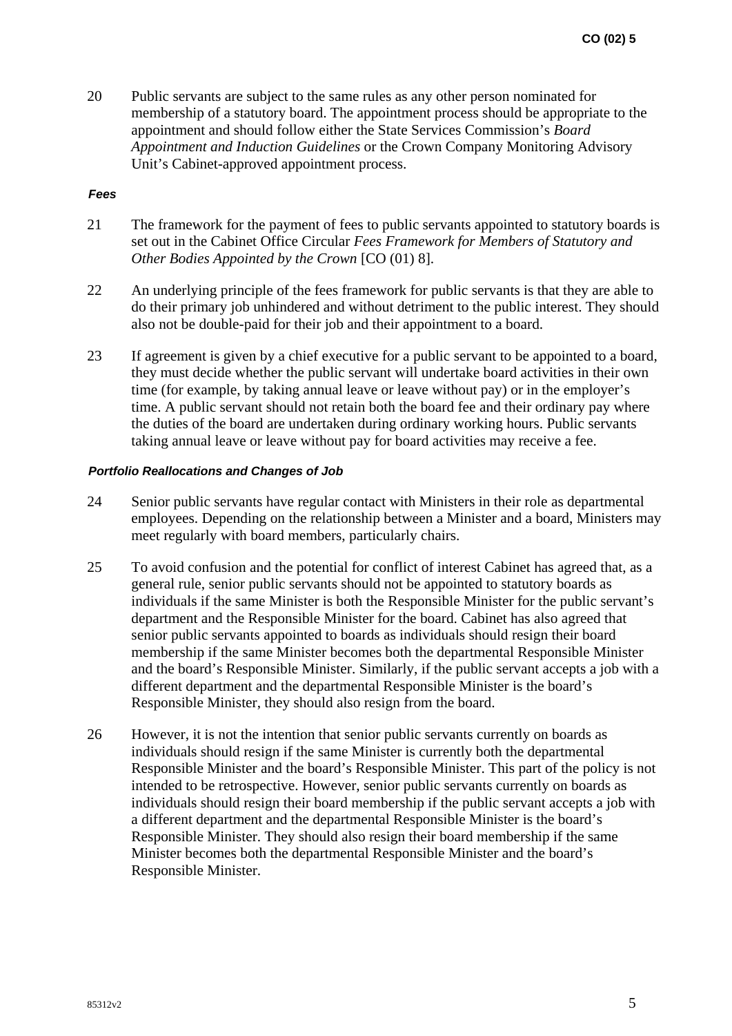20 Public servants are subject to the same rules as any other person nominated for membership of a statutory board. The appointment process should be appropriate to the appointment and should follow either the State Services Commission's *Board Appointment and Induction Guidelines* or the Crown Company Monitoring Advisory Unit's Cabinet-approved appointment process.

#### *Fees*

21 The framework for the payment of fees to public servants appointed to statutory boards is set out in the Cabinet Office Circular *Fees Framework for Members of Statutory and Other Bodies Appointed by the Crown* [CO (01) 8].

22 An underlying principle of the fees framework for public servants is that they are able to do their primary job unhindered and without detriment to the public interest. They should also not be double-paid for their job and their appointment to a board.

23 If agreement is given by a chief executive for a public servant to be appointed to a board, they must decide whether the public servant will undertake board activities in their own time (for example, by taking annual leave or leave without pay) or in the employer's time. A public servant should not retain both the board fee and their ordinary pay where the duties of the board are undertaken during ordinary working hours. Public servants taking annual leave or leave without pay for board activities may receive a fee.

#### *Portfolio Reallocations and Changes of Job*

24 Senior public servants have regular contact with Ministers in their role as departmental employees. Depending on the relationship between a Minister and a board, Ministers may meet regularly with board members, particularly chairs.

25 To avoid confusion and the potential for conflict of interest Cabinet has agreed that, as a general rule, senior public servants should not be appointed to statutory boards as individuals if the same Minister is both the Responsible Minister for the public servant's department and the Responsible Minister for the board. Cabinet has also agreed that senior public servants appointed to boards as individuals should resign their board membership if the same Minister becomes both the departmental Responsible Minister and the board's Responsible Minister. Similarly, if the public servant accepts a job with a different department and the departmental Responsible Minister is the board's Responsible Minister, they should also resign from the board.

26 However, it is not the intention that senior public servants currently on boards as individuals should resign if the same Minister is currently both the departmental Responsible Minister and the board's Responsible Minister. This part of the policy is not intended to be retrospective. However, senior public servants currently on boards as individuals should resign their board membership if the public servant accepts a job with a different department and the departmental Responsible Minister is the board's Responsible Minister. They should also resign their board membership if the same Minister becomes both the departmental Responsible Minister and the board's Responsible Minister.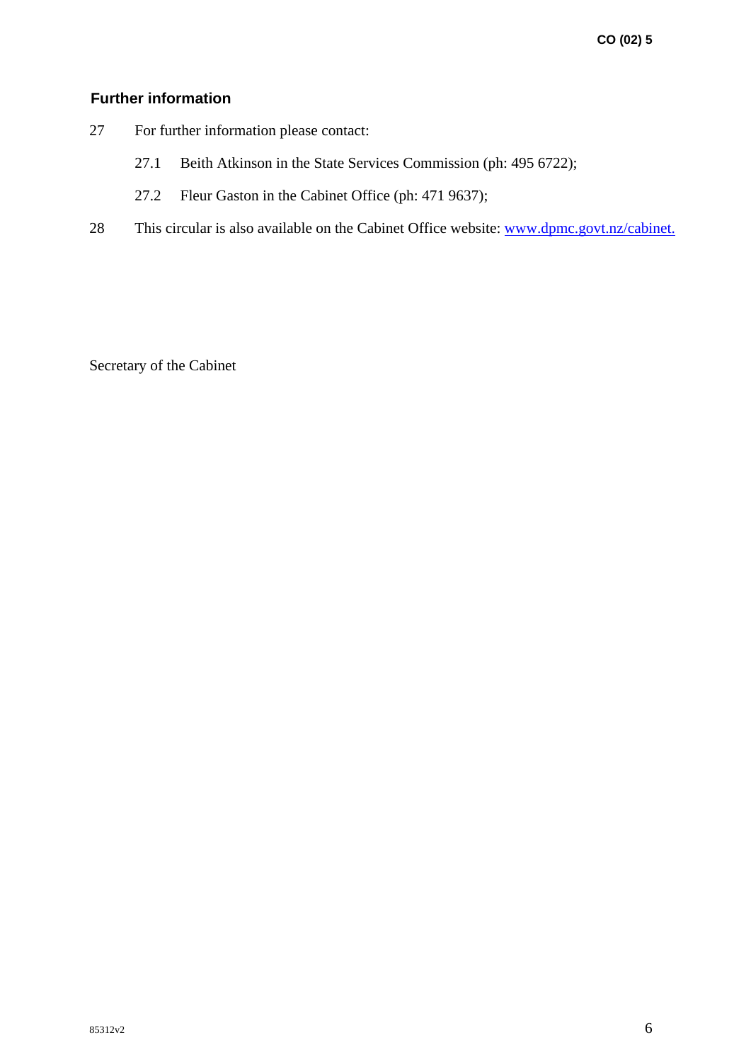## Further information

27 For further information please contact:

27.1 Beith Atkinson in the State Services Commission (ph: 495 6722);

27.2 Fleur Gaston in the Cabinet Office (ph: 471 9637);

28 This circular is also available on the Cabinet Office website: www.dpmc.govt.nz/cabinet.

Secretary of the Cabinet

85312v2